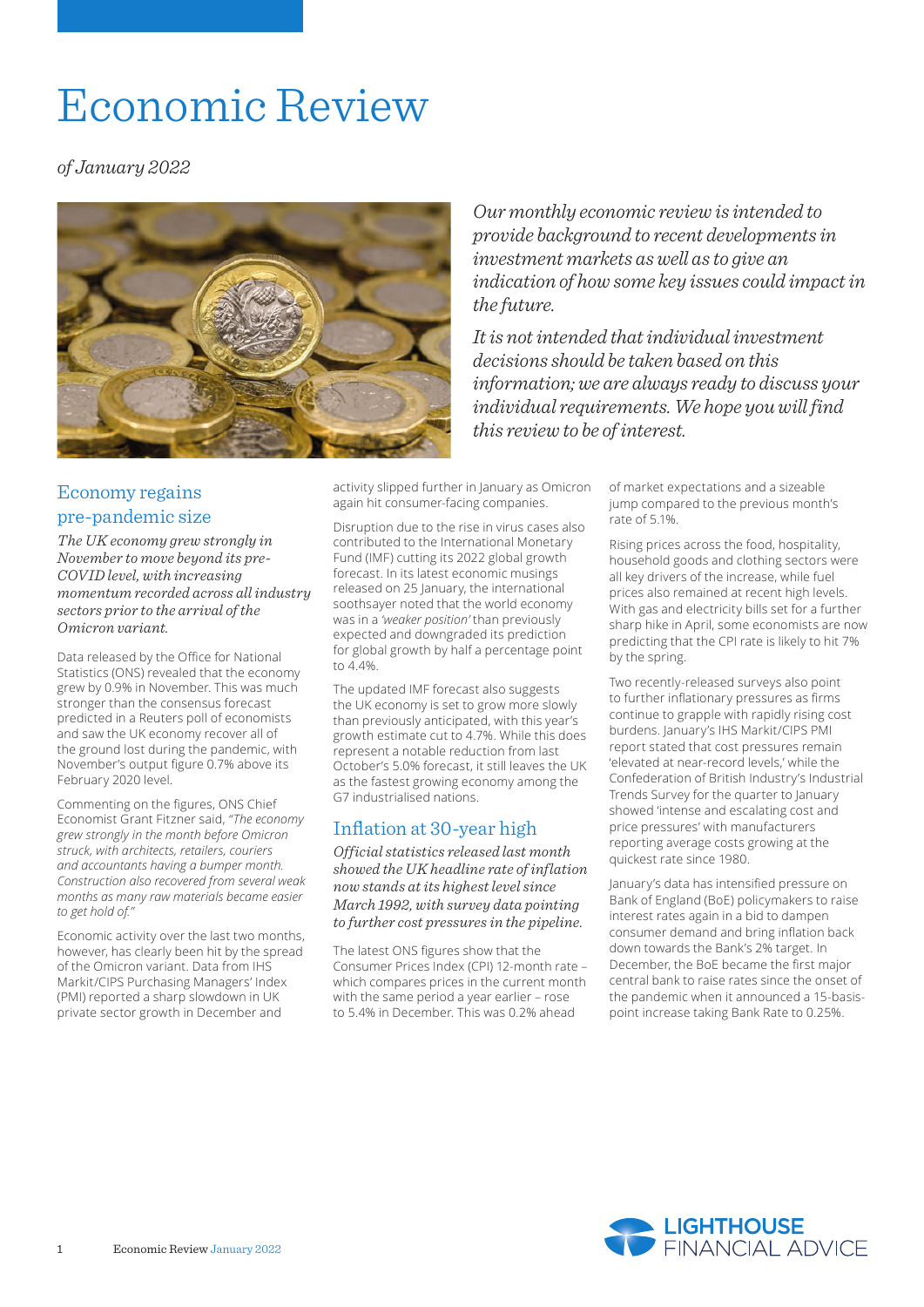# Economic Review

*of January 2022*

*Our monthly economic review is intended to provide background to recent developments in investment markets as well as to give an indication of how some key issues could impact in the future.*

*It is not intended that individual investment decisions should be taken based on this information; we are always ready to discuss your individual requirements. We hope you will find this review to be of interest.*

## Economy regains pre-pandemic size

*The UK economy grew strongly in November to move beyond its pre-COVID level, with increasing momentum recorded across all industry sectors prior to the arrival of the Omicron variant.*

Data released by the Office for National Statistics (ONS) revealed that the economy grew by 0.9% in November. This was much stronger than the consensus forecast predicted in a Reuters poll of economists and saw the UK economy recover all of the ground lost during the pandemic, with November's output figure 0.7% above its February 2020 level.

Commenting on the figures, ONS Chief Economist Grant Fitzner said, *"The economy grew strongly in the month before Omicron struck, with architects, retailers, couriers and accountants having a bumper month. Construction also recovered from several weak months as many raw materials became easier to get hold of."*

Economic activity over the last two months, however, has clearly been hit by the spread of the Omicron variant. Data from IHS Markit/CIPS Purchasing Managers' Index (PMI) reported a sharp slowdown in UK private sector growth in December and activity slipped further in January as Omicron again hit consumer-facing companies.

Disruption due to the rise in virus cases also contributed to the International Monetary Fund (IMF) cutting its 2022 global growth forecast. In its latest economic musings released on 25 January, the international soothsayer noted that the world economy was in a *'weaker position'* than previously expected and downgraded its prediction for global growth by half a percentage point to 4.4%.

The updated IMF forecast also suggests the UK economy is set to grow more slowly than previously anticipated, with this year's growth estimate cut to 4.7%. While this does represent a notable reduction from last October's 5.0% forecast, it still leaves the UK as the fastest growing economy among the G7 industrialised nations.

## Inflation at 30-year high

*Official statistics released last month showed the UK headline rate of inflation now stands at its highest level since March 1992, with survey data pointing to further cost pressures in the pipeline.*

The latest ONS figures show that the Consumer Prices Index (CPI) 12-month rate – which compares prices in the current month with the same period a year earlier – rose to 5.4% in December. This was 0.2% ahead of market expectations and a sizeable jump compared to the previous month's rate of 5.1%.

Rising prices across the food, hospitality, household goods and clothing sectors were all key drivers of the increase, while fuel prices also remained at recent high levels. With gas and electricity bills set for a further sharp hike in April, some economists are now predicting that the CPI rate is likely to hit 7% by the spring.

Two recently-released surveys also point to further inflationary pressures as firms continue to grapple with rapidly rising cost burdens. January's IHS Markit/CIPS PMI report stated that cost pressures remain 'elevated at near-record levels,' while the Confederation of British Industry's Industrial Trends Survey for the quarter to January showed 'intense and escalating cost and price pressures' with manufacturers reporting average costs growing at the quickest rate since 1980.

January's data has intensified pressure on Bank of England (BoE) policymakers to raise interest rates again in a bid to dampen consumer demand and bring inflation back down towards the Bank's 2% target. In December, the BoE became the first major central bank to raise rates since the onset of the pandemic when it announced a 15-basis-point increase taking Bank Rate to 0.25%.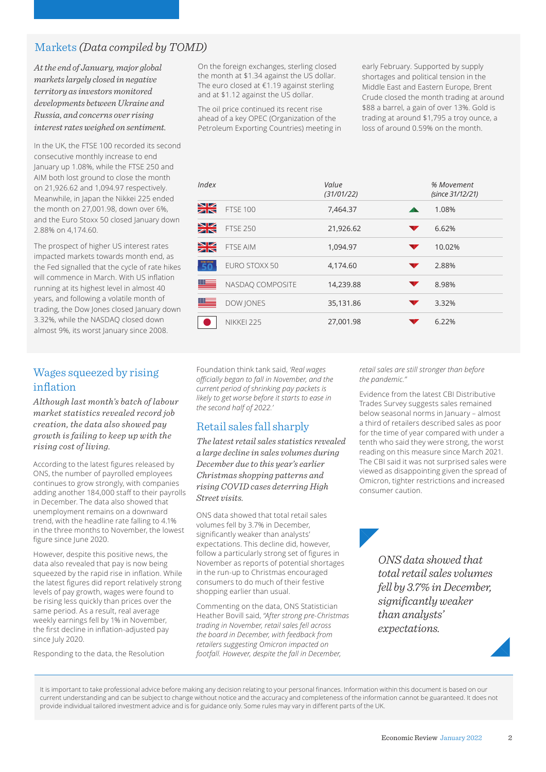## Markets *(Data compiled by TOMD)*

*At the end of January, major global markets largely closed in negative territory as investors monitored developments between Ukraine and Russia, and concerns over rising interest rates weighed on sentiment.*

In the UK, the FTSE 100 recorded its second consecutive monthly increase to end January up 1.08%, while the FTSE 250 and AIM both lost ground to close the month on 21,926.62 and 1,094.97 respectively. Meanwhile, in Japan the Nikkei 225 ended the month on 27,001.98, down over 6%, and the Euro Stoxx 50 closed January down 2.88% on 4,174.60.

The prospect of higher US interest rates impacted markets towards month end, as the Fed signalled that the cycle of rate hikes will commence in March. With US inflation running at its highest level in almost 40 years, and following a volatile month of trading, the Dow Jones closed January down 3.32%, while the NASDAQ closed down almost 9%, its worst January since 2008.

On the foreign exchanges, sterling closed the month at $1.34 against the US dollar. The euro closed at €1.19 against sterling and at $1.12 against the US dollar.

The oil price continued its recent rise ahead of a key OPEC (Organization of the Petroleum Exporting Countries) meeting in early February. Supported by supply shortages and political tension in the Middle East and Eastern Europe, Brent Crude closed the month trading at around $88 a barrel, a gain of over 13%. Gold is trading at around $1,795 a troy ounce, a loss of around 0.59% on the month.

| *Index* | *Value (31/01/22)* | | *% Movement (since 31/12/21)* |
|---|---|---|---|
| FTSE 100 | 7,464.37 | ▲ | 1.08% |
| FTSE 250 | 21,926.62 | ▼ | 6.62% |
| FTSE AIM | 1,094.97 | ▼ | 10.02% |
| EURO STOXX 50 | 4,174.60 | ▼ | 2.88% |
| NASDAQ COMPOSITE | 14,239.88 | ▼ | 8.98% |
| DOW JONES | 35,131.86 | ▼ | 3.32% |
| NIKKEI 225 | 27,001.98 | ▼ | 6.22% |

## Wages squeezed by rising inflation

*Although last month's batch of labour market statistics revealed record job creation, the data also showed pay growth is failing to keep up with the rising cost of living.*

According to the latest figures released by ONS, the number of payrolled employees continues to grow strongly, with companies adding another 184,000 staff to their payrolls in December. The data also showed that unemployment remains on a downward trend, with the headline rate falling to 4.1% in the three months to November, the lowest figure since June 2020.

However, despite this positive news, the data also revealed that pay is now being squeezed by the rapid rise in inflation. While the latest figures did report relatively strong levels of pay growth, wages were found to be rising less quickly than prices over the same period. As a result, real average weekly earnings fell by 1% in November, the first decline in inflation-adjusted pay since July 2020.

Responding to the data, the Resolution Foundation think tank said, *'Real wages officially began to fall in November, and the current period of shrinking pay packets is likely to get worse before it starts to ease in the second half of 2022.'*

## Retail sales fall sharply

*The latest retail sales statistics revealed a large decline in sales volumes during December due to this year's earlier Christmas shopping patterns and rising COVID cases deterring High Street visits.*

ONS data showed that total retail sales volumes fell by 3.7% in December, significantly weaker than analysts' expectations. This decline did, however, follow a particularly strong set of figures in November as reports of potential shortages in the run-up to Christmas encouraged consumers to do much of their festive shopping earlier than usual.

Commenting on the data, ONS Statistician Heather Bovill said, *"After strong pre-Christmas trading in November, retail sales fell across the board in December, with feedback from retailers suggesting Omicron impacted on footfall. However, despite the fall in December, retail sales are still stronger than before the pandemic."*

Evidence from the latest CBI Distributive Trades Survey suggests sales remained below seasonal norms in January – almost a third of retailers described sales as poor for the time of year compared with under a tenth who said they were strong, the worst reading on this measure since March 2021. The CBI said it was not surprised sales were viewed as disappointing given the spread of Omicron, tighter restrictions and increased consumer caution.

> *ONS data showed that total retail sales volumes fell by 3.7% in December, significantly weaker than analysts' expectations.*

It is important to take professional advice before making any decision relating to your personal finances. Information within this document is based on our current understanding and can be subject to change without notice and the accuracy and completeness of the information cannot be guaranteed. It does not provide individual tailored investment advice and is for guidance only. Some rules may vary in different parts of the UK.